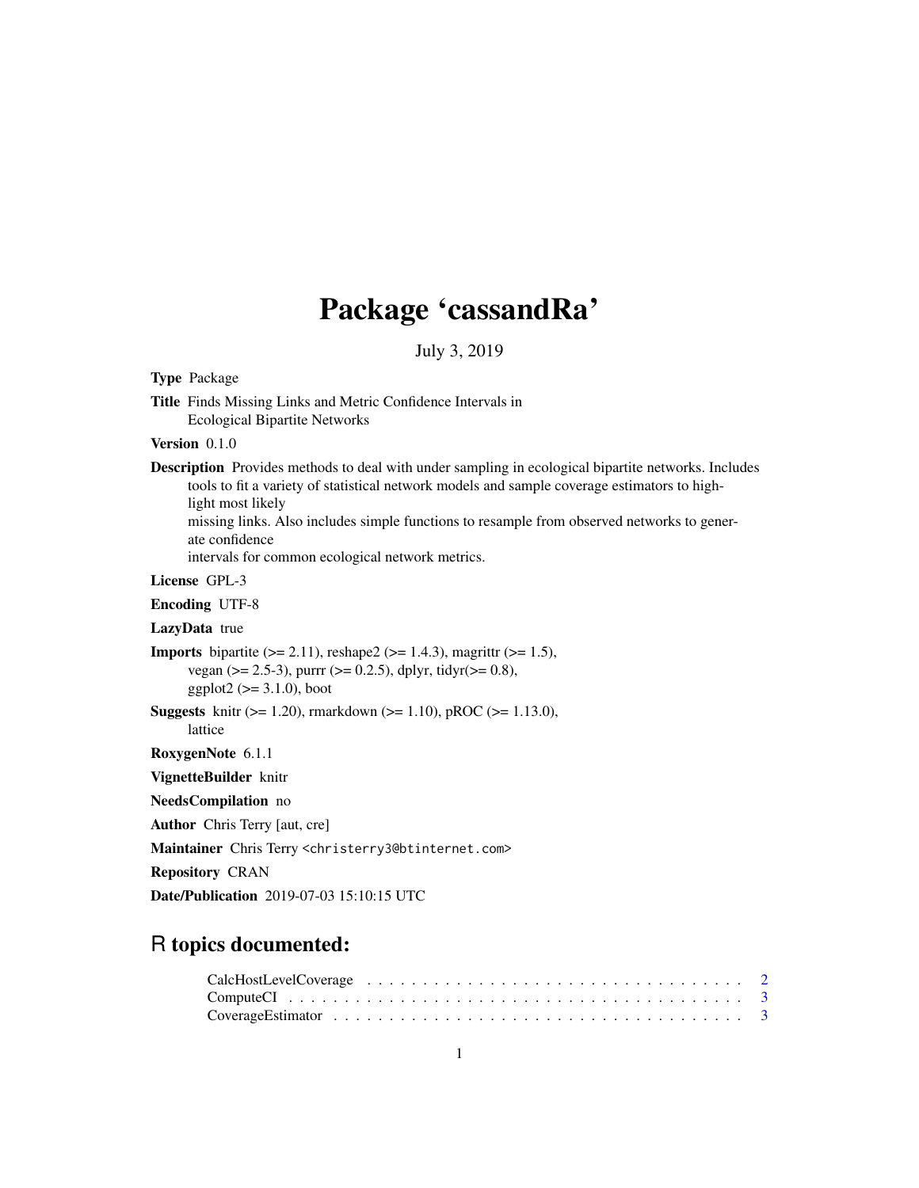# Package 'cassandRa'

July 3, 2019

**Type** Package

**Title** Finds Missing Links and Metric Confidence Intervals in Ecological Bipartite Networks

**Version** 0.1.0

**Description** Provides methods to deal with under sampling in ecological bipartite networks. Includes tools to fit a variety of statistical network models and sample coverage estimators to highlight most likely missing links. Also includes simple functions to resample from observed networks to generate confidence intervals for common ecological network metrics.

**License** GPL-3

**Encoding** UTF-8

**LazyData** true

**Imports** bipartite (>= 2.11), reshape2 (>= 1.4.3), magrittr (>= 1.5), vegan (>= 2.5-3), purrr (>= 0.2.5), dplyr, tidyr(>= 0.8), ggplot2 (>= 3.1.0), boot

**Suggests** knitr (>= 1.20), rmarkdown (>= 1.10), pROC (>= 1.13.0), lattice

**RoxygenNote** 6.1.1

**VignetteBuilder** knitr

**NeedsCompilation** no

**Author** Chris Terry [aut, cre]

**Maintainer** Chris Terry <christerry3@btinternet.com>

**Repository** CRAN

**Date/Publication** 2019-07-03 15:10:15 UTC

## R topics documented:

CalcHostLevelCoverage . . . . . . . . . . . . . . . . . . . . . . . . . . . . . . . . 2
ComputeCI . . . . . . . . . . . . . . . . . . . . . . . . . . . . . . . . . . . . . . 3
CoverageEstimator . . . . . . . . . . . . . . . . . . . . . . . . . . . . . . . . . . 3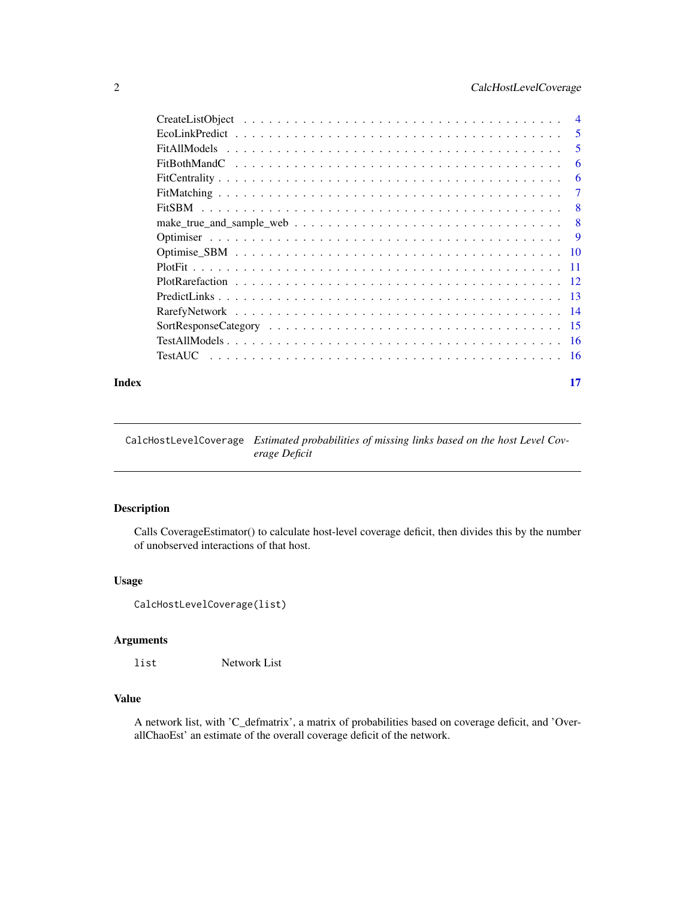| | |
|---|---|
| CreateListObject | 4 |
| EcoLinkPredict | 5 |
| FitAllModels | 5 |
| FitBothMandC | 6 |
| FitCentrality | 6 |
| FitMatching | 7 |
| FitSBM | 8 |
| make_true_and_sample_web | 8 |
| Optimiser | 9 |
| Optimise_SBM | 10 |
| PlotFit | 11 |
| PlotRarefaction | 12 |
| PredictLinks | 13 |
| RarefyNetwork | 14 |
| SortResponseCategory | 15 |
| TestAllModels | 16 |
| TestAUC | 16 |

**Index** **17**

---

`CalcHostLevelCoverage` *Estimated probabilities of missing links based on the host Level Coverage Deficit*

---

## Description

Calls CoverageEstimator() to calculate host-level coverage deficit, then divides this by the number of unobserved interactions of that host.

## Usage

```
CalcHostLevelCoverage(list)
```

## Arguments

| | |
|---|---|
| `list` | Network List |

## Value

A network list, with 'C_defmatrix', a matrix of probabilities based on coverage deficit, and 'OverallChaoEst' an estimate of the overall coverage deficit of the network.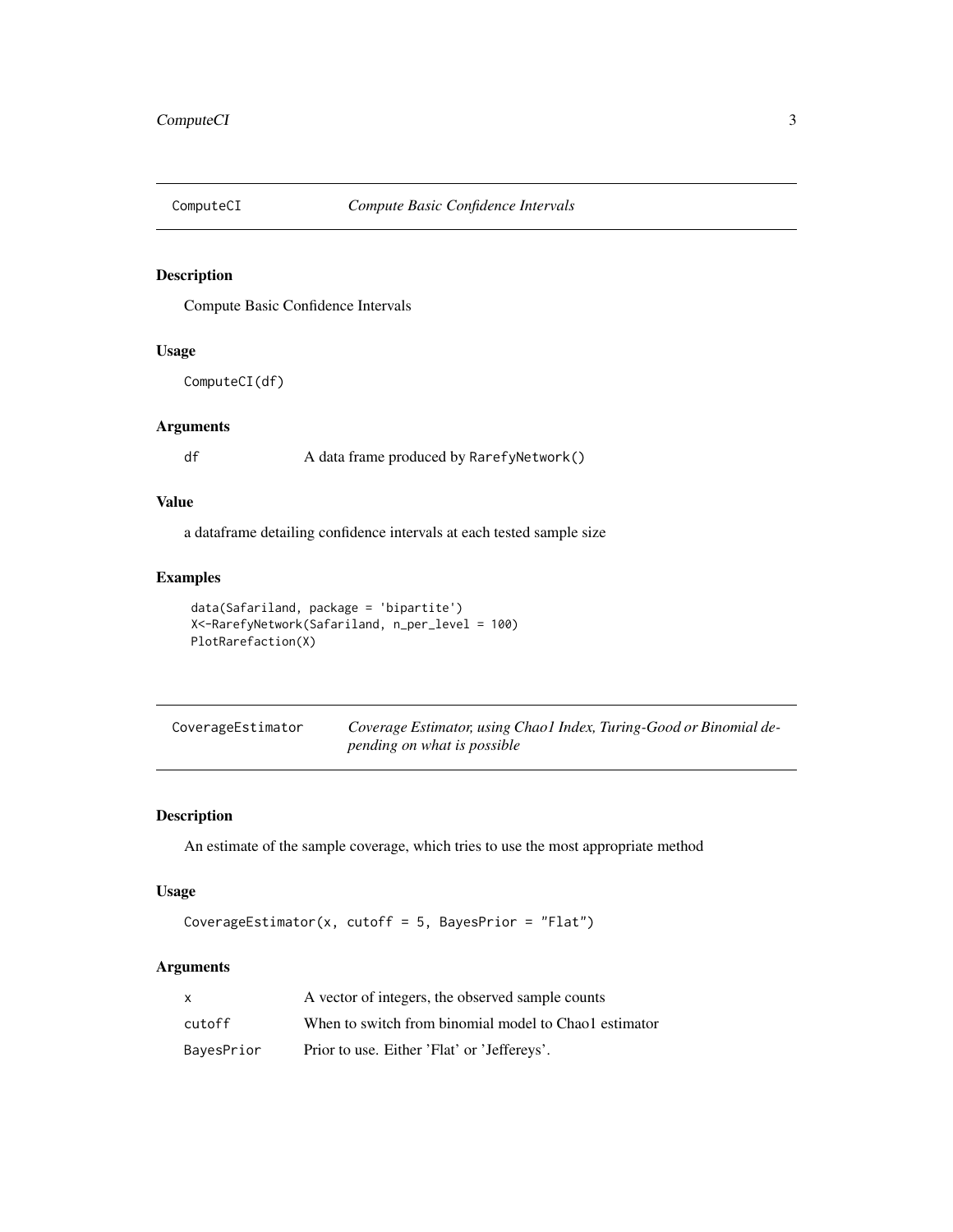## ComputeCI — *Compute Basic Confidence Intervals*

### Description

Compute Basic Confidence Intervals

### Usage

```
ComputeCI(df)
```

### Arguments

| | |
|---|---|
| df | A data frame produced by RarefyNetwork() |

### Value

a dataframe detailing confidence intervals at each tested sample size

### Examples

```
data(Safariland, package = 'bipartite')
X<-RarefyNetwork(Safariland, n_per_level = 100)
PlotRarefaction(X)
```

## CoverageEstimator — *Coverage Estimator, using Chao1 Index, Turing-Good or Binomial depending on what is possible*

### Description

An estimate of the sample coverage, which tries to use the most appropriate method

### Usage

```
CoverageEstimator(x, cutoff = 5, BayesPrior = "Flat")
```

### Arguments

| | |
|---|---|
| x | A vector of integers, the observed sample counts |
| cutoff | When to switch from binomial model to Chao1 estimator |
| BayesPrior | Prior to use. Either 'Flat' or 'Jeffereys'. |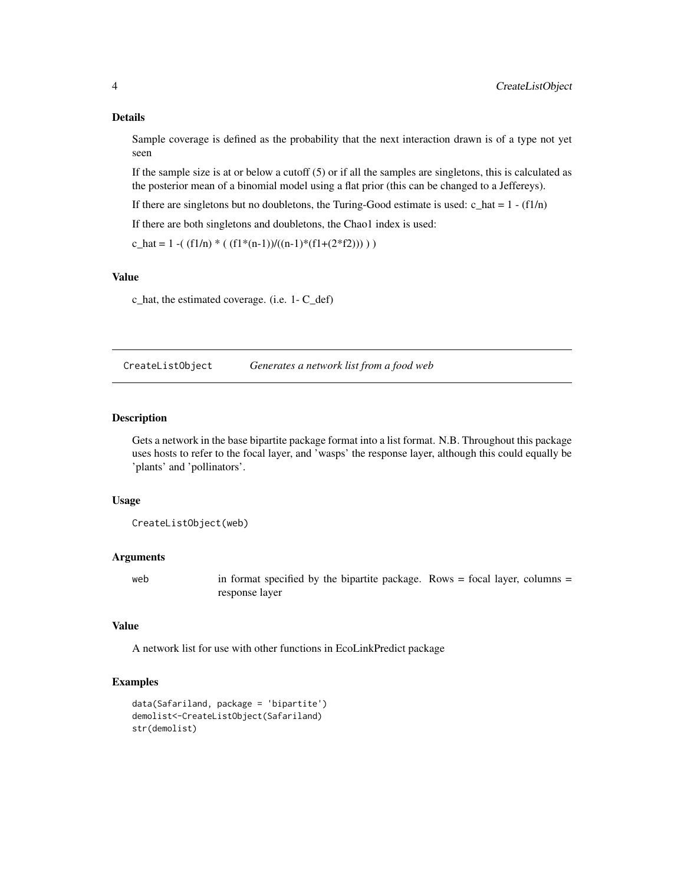### Details

Sample coverage is defined as the probability that the next interaction drawn is of a type not yet seen

If the sample size is at or below a cutoff (5) or if all the samples are singletons, this is calculated as the posterior mean of a binomial model using a flat prior (this can be changed to a Jeffereys).

If there are singletons but no doubletons, the Turing-Good estimate is used: c_hat = 1 - (f1/n)

If there are both singletons and doubletons, the Chao1 index is used:

c_hat = 1 -( (f1/n) * ( (f1*(n-1))/((n-1)*(f1+(2*f2))) ) )

### Value

c_hat, the estimated coverage. (i.e. 1- C_def)

## CreateListObject — *Generates a network list from a food web*

### Description

Gets a network in the base bipartite package format into a list format. N.B. Throughout this package uses hosts to refer to the focal layer, and 'wasps' the response layer, although this could equally be 'plants' and 'pollinators'.

### Usage

```
CreateListObject(web)
```

### Arguments

| | |
|---|---|
| web | in format specified by the bipartite package. Rows = focal layer, columns = response layer |

### Value

A network list for use with other functions in EcoLinkPredict package

### Examples

```
data(Safariland, package = 'bipartite')
demolist<-CreateListObject(Safariland)
str(demolist)
```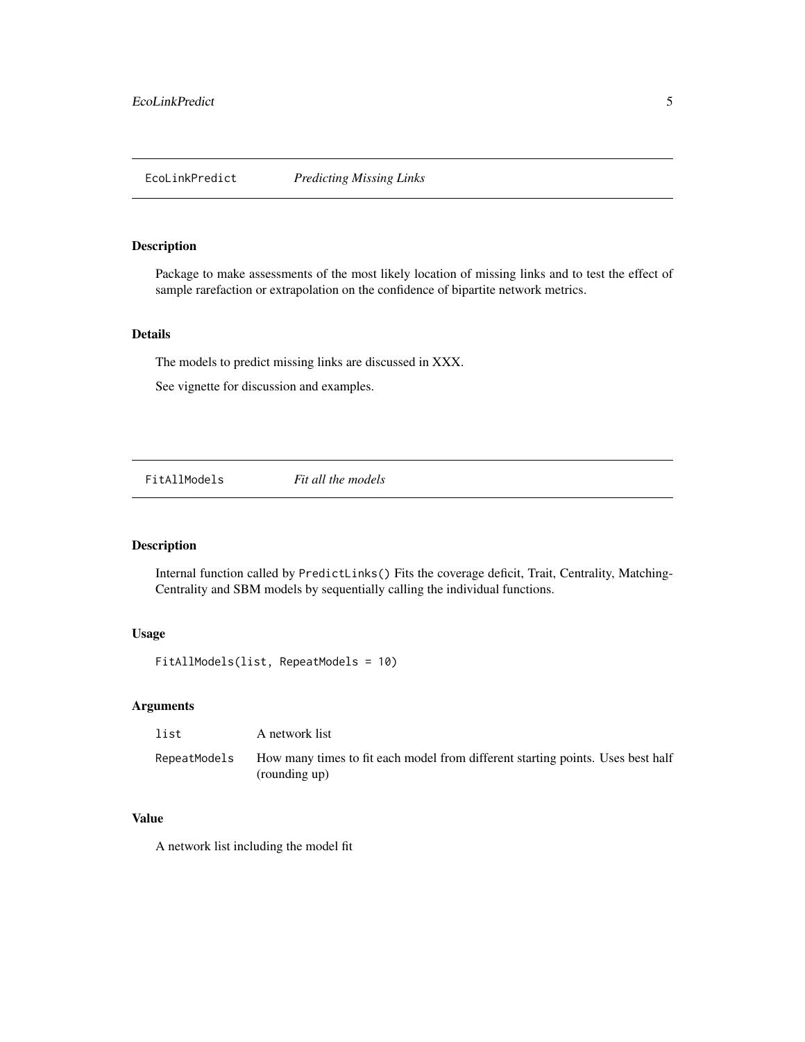## EcoLinkPredict *Predicting Missing Links*

### Description

Package to make assessments of the most likely location of missing links and to test the effect of sample rarefaction or extrapolation on the confidence of bipartite network metrics.

### Details

The models to predict missing links are discussed in XXX.

See vignette for discussion and examples.

## FitAllModels *Fit all the models*

### Description

Internal function called by `PredictLinks()` Fits the coverage deficit, Trait, Centrality, Matching-Centrality and SBM models by sequentially calling the individual functions.

### Usage

```
FitAllModels(list, RepeatModels = 10)
```

### Arguments

| | |
|---|---|
| `list` | A network list |
| `RepeatModels` | How many times to fit each model from different starting points. Uses best half (rounding up) |

### Value

A network list including the model fit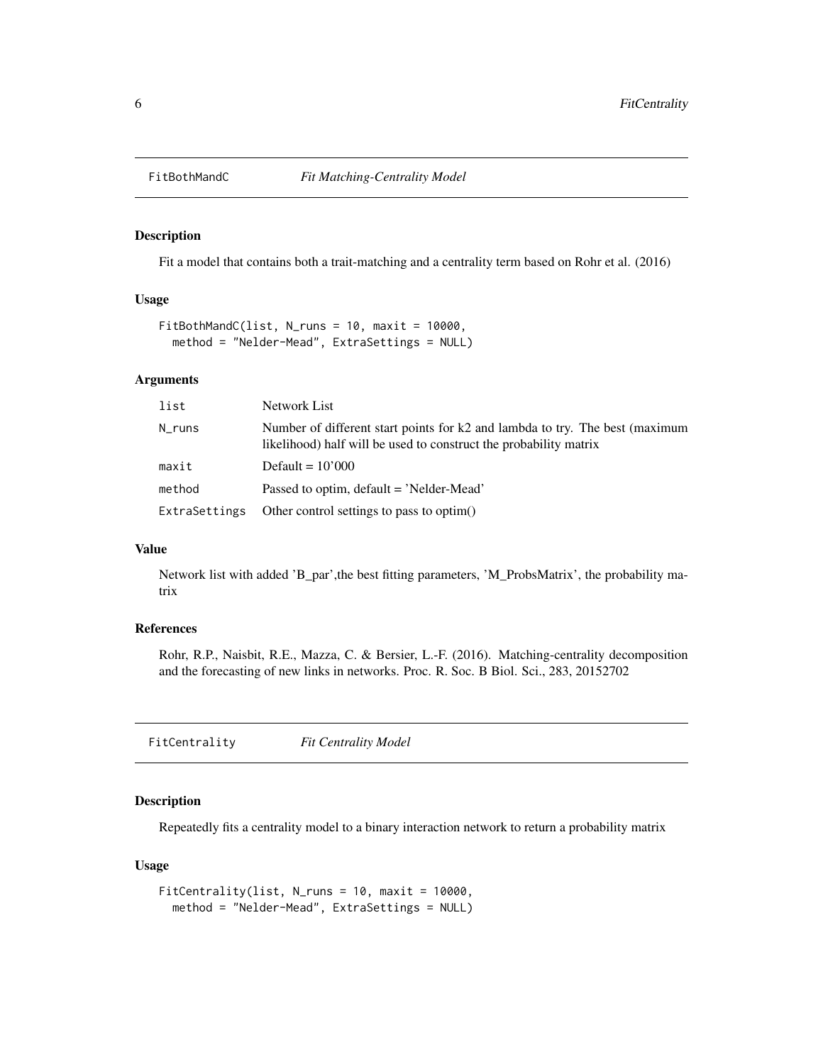## FitBothMandC *Fit Matching-Centrality Model*

### Description

Fit a model that contains both a trait-matching and a centrality term based on Rohr et al. (2016)

### Usage

```
FitBothMandC(list, N_runs = 10, maxit = 10000,
  method = "Nelder-Mead", ExtraSettings = NULL)
```

### Arguments

| | |
|---|---|
| list | Network List |
| N_runs | Number of different start points for k2 and lambda to try. The best (maximum likelihood) half will be used to construct the probability matrix |
| maxit | Default = 10'000 |
| method | Passed to optim, default = 'Nelder-Mead' |
| ExtraSettings | Other control settings to pass to optim() |

### Value

Network list with added 'B_par',the best fitting parameters, 'M_ProbsMatrix', the probability matrix

### References

Rohr, R.P., Naisbit, R.E., Mazza, C. & Bersier, L.-F. (2016). Matching-centrality decomposition and the forecasting of new links in networks. Proc. R. Soc. B Biol. Sci., 283, 20152702

## FitCentrality *Fit Centrality Model*

### Description

Repeatedly fits a centrality model to a binary interaction network to return a probability matrix

### Usage

```
FitCentrality(list, N_runs = 10, maxit = 10000,
  method = "Nelder-Mead", ExtraSettings = NULL)
```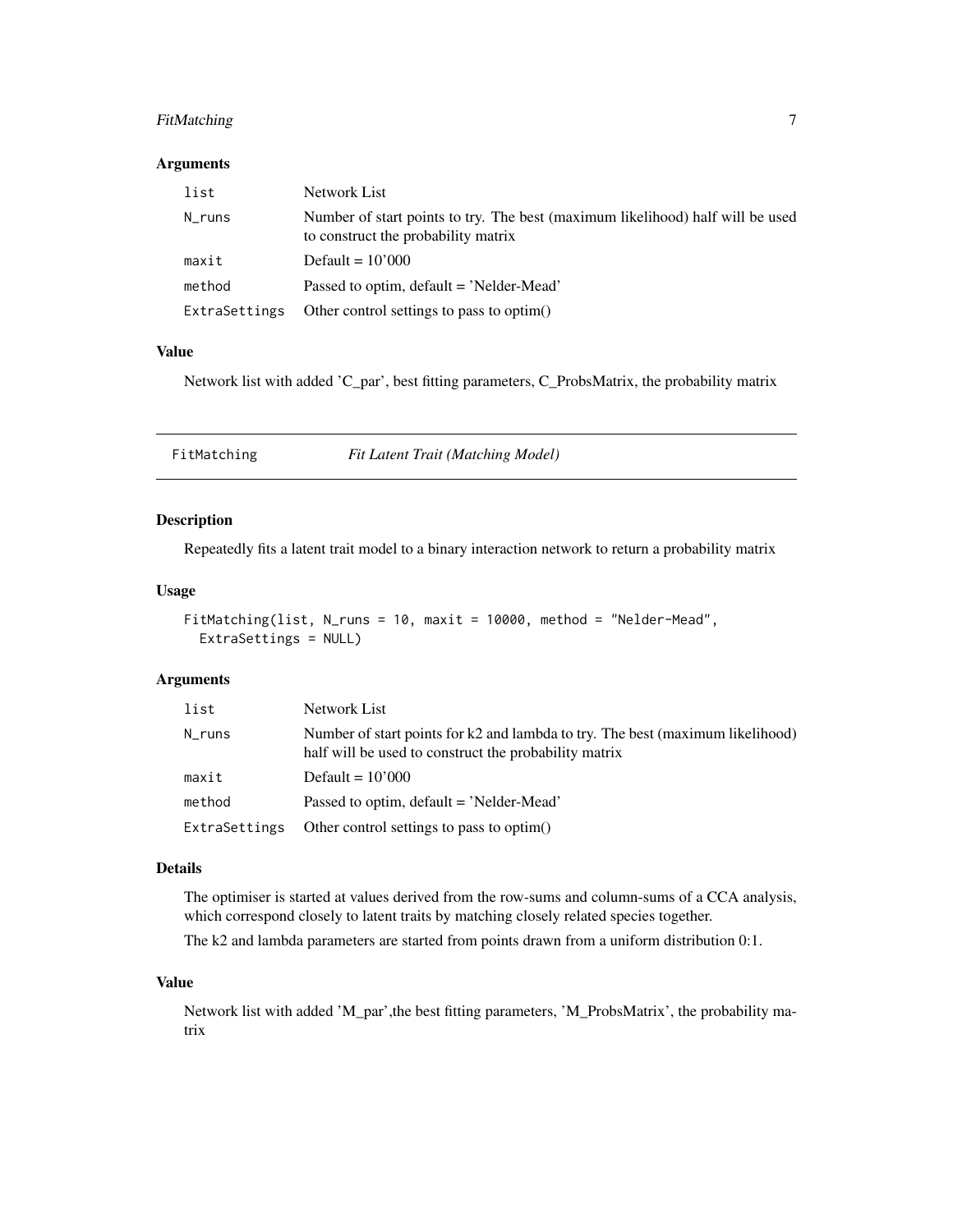### Arguments

| | |
|---|---|
| list | Network List |
| N_runs | Number of start points to try. The best (maximum likelihood) half will be used to construct the probability matrix |
| maxit | Default = 10'000 |
| method | Passed to optim, default = 'Nelder-Mead' |
| ExtraSettings | Other control settings to pass to optim() |

### Value

Network list with added 'C_par', best fitting parameters, C_ProbsMatrix, the probability matrix

---

## FitMatching *Fit Latent Trait (Matching Model)*

---

### Description

Repeatedly fits a latent trait model to a binary interaction network to return a probability matrix

### Usage

```
FitMatching(list, N_runs = 10, maxit = 10000, method = "Nelder-Mead",
  ExtraSettings = NULL)
```

### Arguments

| | |
|---|---|
| list | Network List |
| N_runs | Number of start points for k2 and lambda to try. The best (maximum likelihood) half will be used to construct the probability matrix |
| maxit | Default = 10'000 |
| method | Passed to optim, default = 'Nelder-Mead' |
| ExtraSettings | Other control settings to pass to optim() |

### Details

The optimiser is started at values derived from the row-sums and column-sums of a CCA analysis, which correspond closely to latent traits by matching closely related species together.

The k2 and lambda parameters are started from points drawn from a uniform distribution 0:1.

### Value

Network list with added 'M_par',the best fitting parameters, 'M_ProbsMatrix', the probability matrix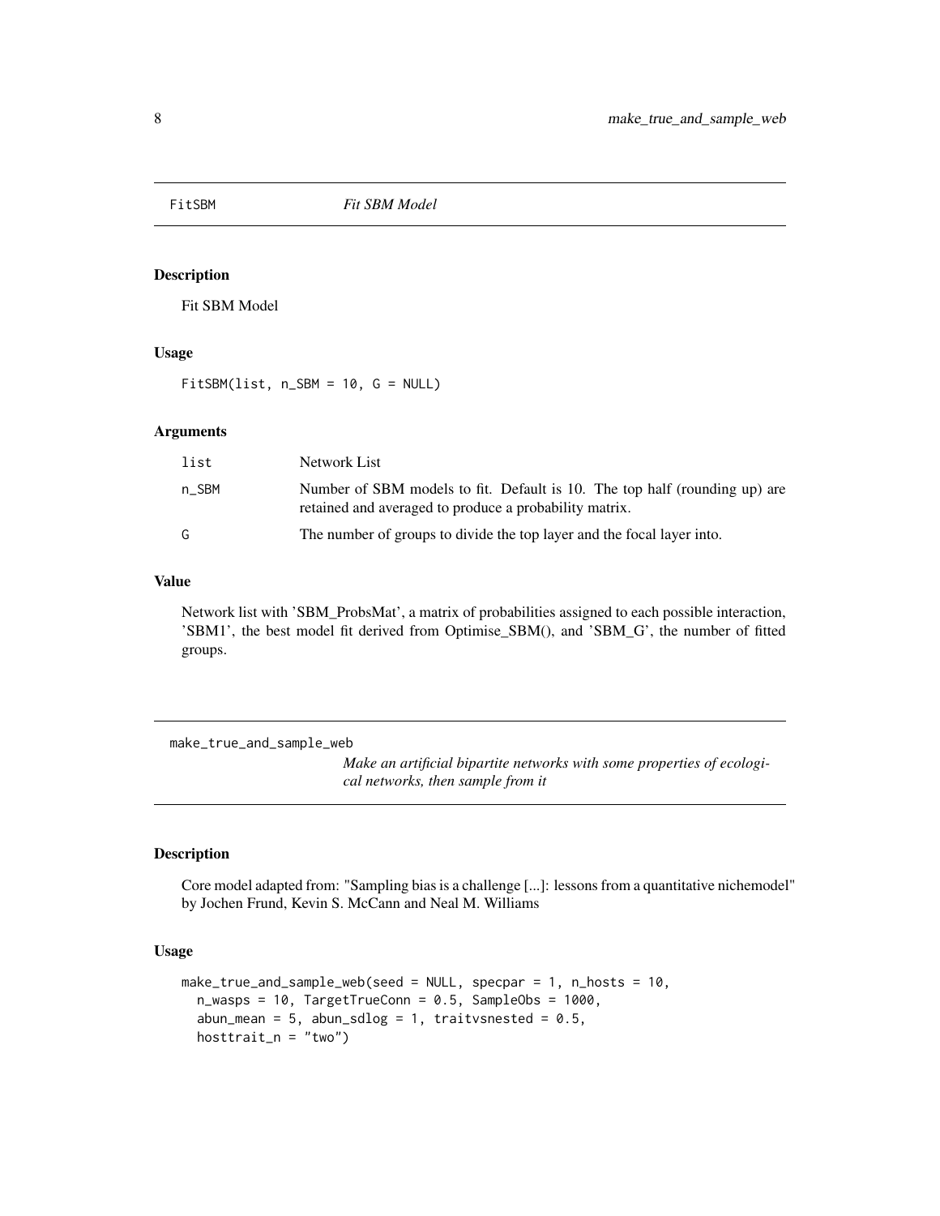## FitSBM — *Fit SBM Model*

### Description

Fit SBM Model

### Usage

```
FitSBM(list, n_SBM = 10, G = NULL)
```

### Arguments

| | |
|---|---|
| list | Network List |
| n_SBM | Number of SBM models to fit. Default is 10. The top half (rounding up) are retained and averaged to produce a probability matrix. |
| G | The number of groups to divide the top layer and the focal layer into. |

### Value

Network list with 'SBM_ProbsMat', a matrix of probabilities assigned to each possible interaction, 'SBM1', the best model fit derived from Optimise_SBM(), and 'SBM_G', the number of fitted groups.

## make_true_and_sample_web — *Make an artificial bipartite networks with some properties of ecological networks, then sample from it*

### Description

Core model adapted from: "Sampling bias is a challenge [...]: lessons from a quantitative nichemodel" by Jochen Fründ, Kevin S. McCann and Neal M. Williams

### Usage

```
make_true_and_sample_web(seed = NULL, specpar = 1, n_hosts = 10,
  n_wasps = 10, TargetTrueConn = 0.5, SampleObs = 1000,
  abun_mean = 5, abun_sdlog = 1, traitvsnested = 0.5,
  hosttrait_n = "two")
```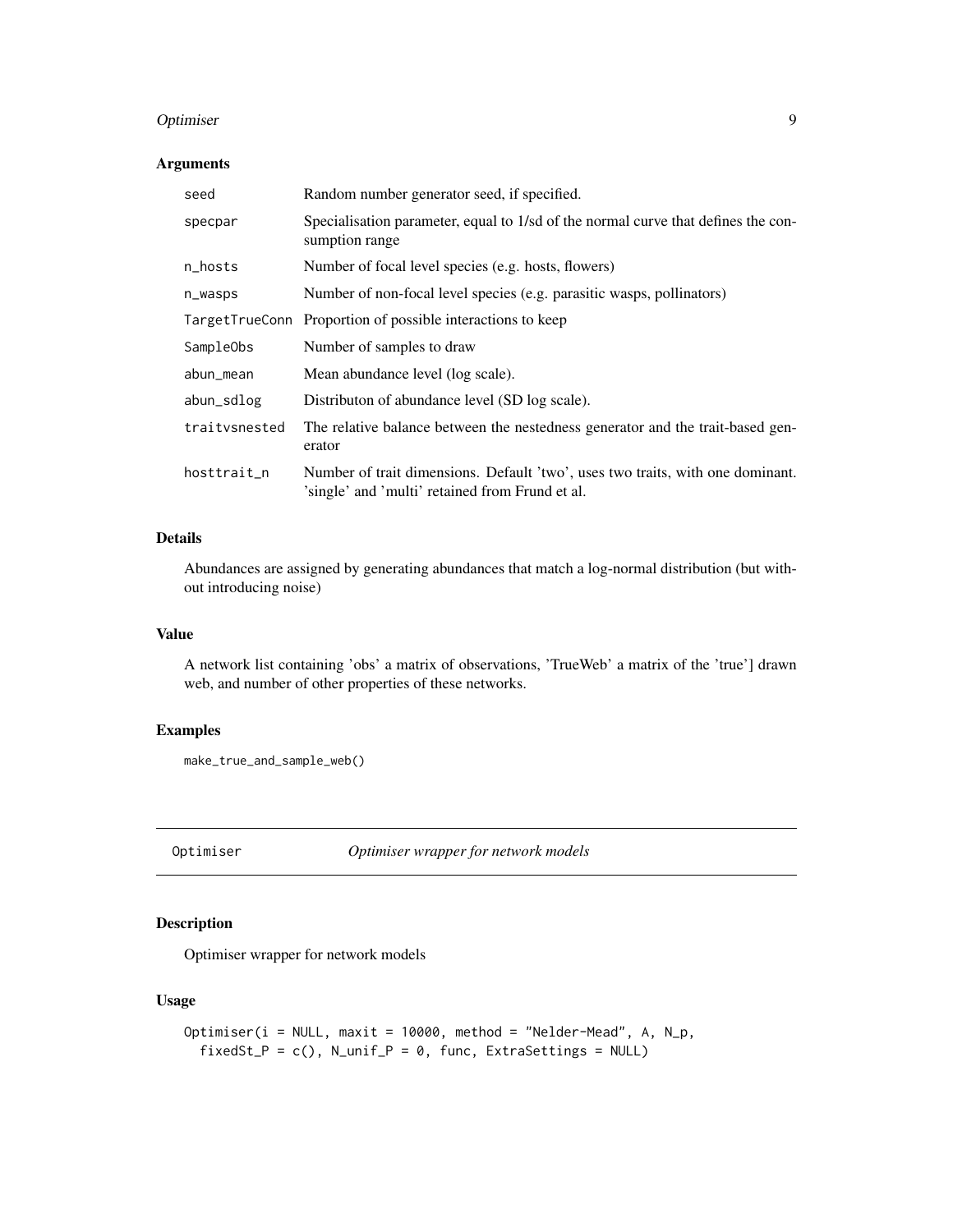### Arguments

| | |
|---|---|
| seed | Random number generator seed, if specified. |
| specpar | Specialisation parameter, equal to 1/sd of the normal curve that defines the consumption range |
| n_hosts | Number of focal level species (e.g. hosts, flowers) |
| n_wasps | Number of non-focal level species (e.g. parasitic wasps, pollinators) |
| TargetTrueConn | Proportion of possible interactions to keep |
| SampleObs | Number of samples to draw |
| abun_mean | Mean abundance level (log scale). |
| abun_sdlog | Distributon of abundance level (SD log scale). |
| traitvsnested | The relative balance between the nestedness generator and the trait-based generator |
| hosttrait_n | Number of trait dimensions. Default 'two', uses two traits, with one dominant. 'single' and 'multi' retained from Frund et al. |

### Details

Abundances are assigned by generating abundances that match a log-normal distribution (but without introducing noise)

### Value

A network list containing 'obs' a matrix of observations, 'TrueWeb' a matrix of the 'true'] drawn web, and number of other properties of these networks.

### Examples

```
make_true_and_sample_web()
```

## Optimiser — *Optimiser wrapper for network models*

### Description

Optimiser wrapper for network models

### Usage

```
Optimiser(i = NULL, maxit = 10000, method = "Nelder-Mead", A, N_p,
  fixedSt_P = c(), N_unif_P = 0, func, ExtraSettings = NULL)
```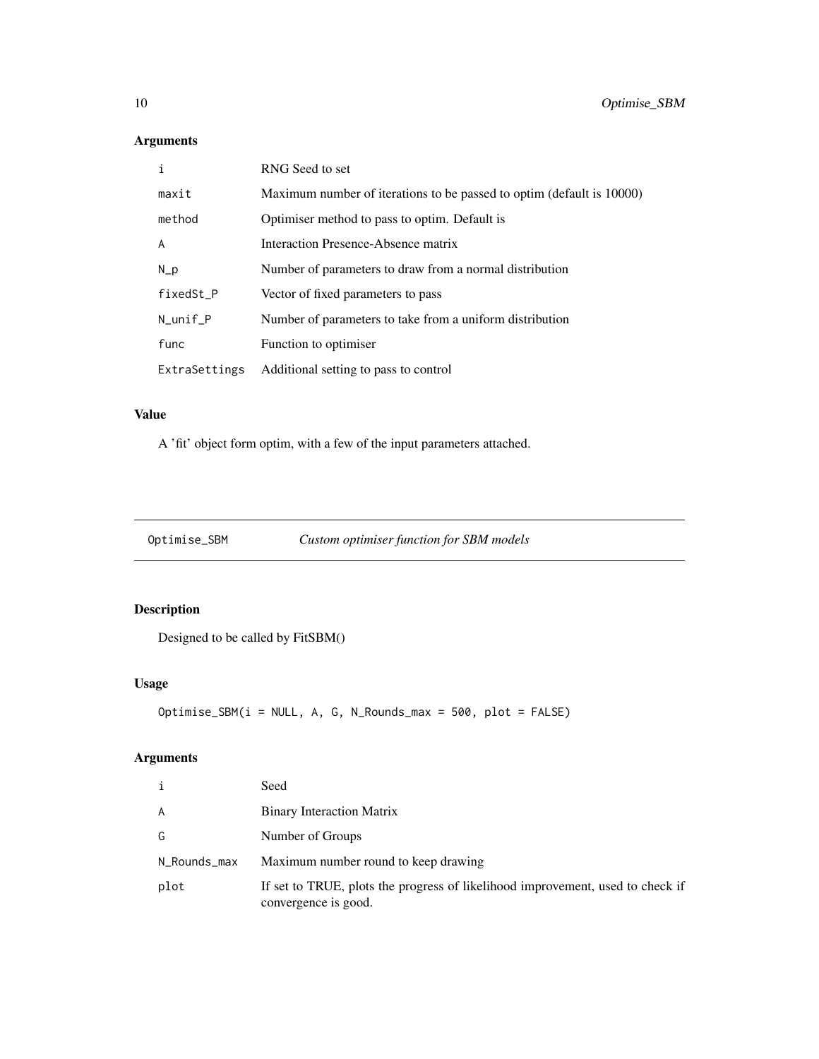## Arguments

| | |
|---|---|
| i | RNG Seed to set |
| maxit | Maximum number of iterations to be passed to optim (default is 10000) |
| method | Optimiser method to pass to optim. Default is |
| A | Interaction Presence-Absence matrix |
| N_p | Number of parameters to draw from a normal distribution |
| fixedSt_P | Vector of fixed parameters to pass |
| N_unif_P | Number of parameters to take from a uniform distribution |
| func | Function to optimiser |
| ExtraSettings | Additional setting to pass to control |

## Value

A 'fit' object form optim, with a few of the input parameters attached.

---

# Optimise_SBM *Custom optimiser function for SBM models*

## Description

Designed to be called by FitSBM()

## Usage

```
Optimise_SBM(i = NULL, A, G, N_Rounds_max = 500, plot = FALSE)
```

## Arguments

| | |
|---|---|
| i | Seed |
| A | Binary Interaction Matrix |
| G | Number of Groups |
| N_Rounds_max | Maximum number round to keep drawing |
| plot | If set to TRUE, plots the progress of likelihood improvement, used to check if convergence is good. |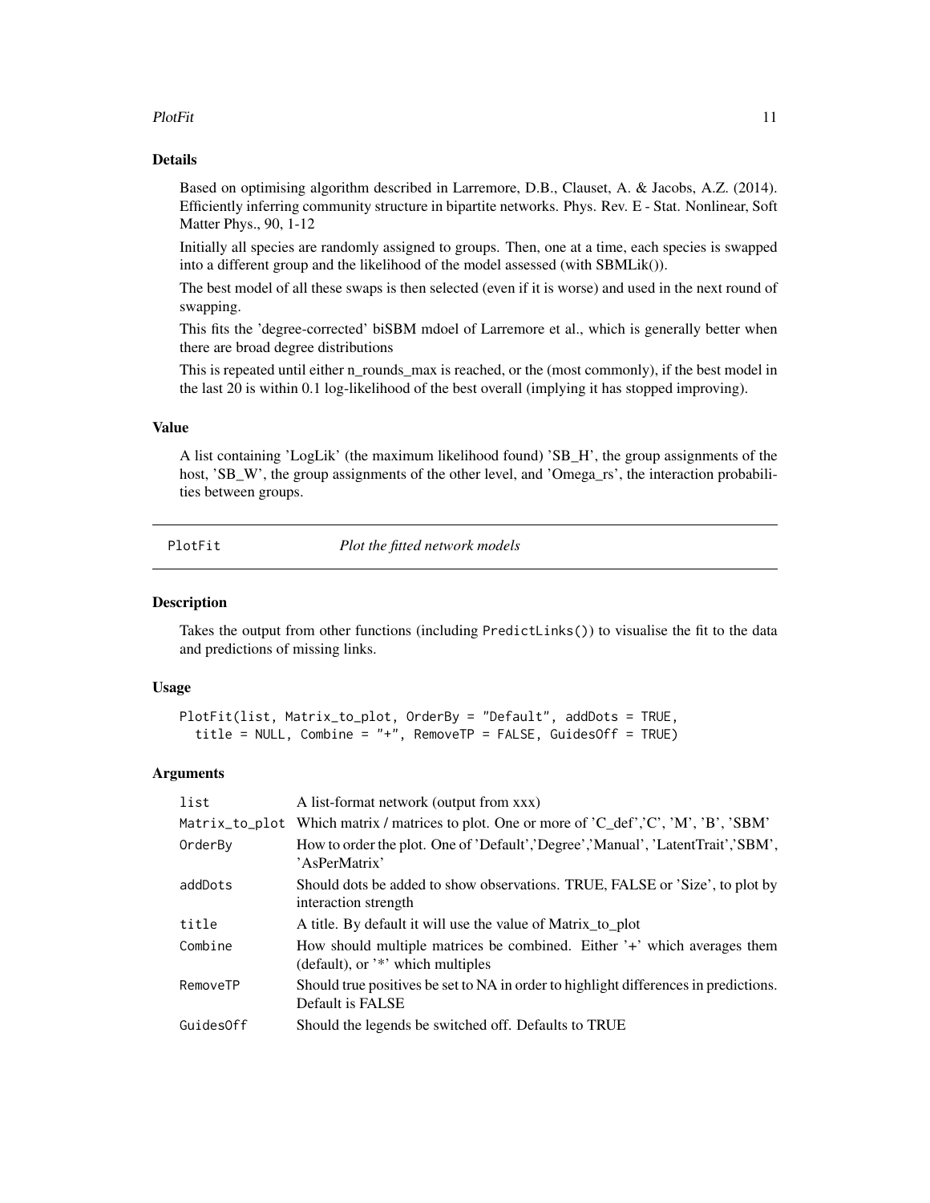### Details

Based on optimising algorithm described in Larremore, D.B., Clauset, A. & Jacobs, A.Z. (2014). Efficiently inferring community structure in bipartite networks. Phys. Rev. E - Stat. Nonlinear, Soft Matter Phys., 90, 1-12

Initially all species are randomly assigned to groups. Then, one at a time, each species is swapped into a different group and the likelihood of the model assessed (with SBMLik()).

The best model of all these swaps is then selected (even if it is worse) and used in the next round of swapping.

This fits the 'degree-corrected' biSBM mdoel of Larremore et al., which is generally better when there are broad degree distributions

This is repeated until either n_rounds_max is reached, or the (most commonly), if the best model in the last 20 is within 0.1 log-likelihood of the best overall (implying it has stopped improving).

### Value

A list containing 'LogLik' (the maximum likelihood found) 'SB_H', the group assignments of the host, 'SB_W', the group assignments of the other level, and 'Omega_rs', the interaction probabilities between groups.

## PlotFit — *Plot the fitted network models*

### Description

Takes the output from other functions (including PredictLinks()) to visualise the fit to the data and predictions of missing links.

### Usage

```
PlotFit(list, Matrix_to_plot, OrderBy = "Default", addDots = TRUE,
  title = NULL, Combine = "+", RemoveTP = FALSE, GuidesOff = TRUE)
```

### Arguments

| | |
|---|---|
| list | A list-format network (output from xxx) |
| Matrix_to_plot | Which matrix / matrices to plot. One or more of 'C_def','C', 'M', 'B', 'SBM' |
| OrderBy | How to order the plot. One of 'Default','Degree','Manual', 'LatentTrait','SBM', 'AsPerMatrix' |
| addDots | Should dots be added to show observations. TRUE, FALSE or 'Size', to plot by interaction strength |
| title | A title. By default it will use the value of Matrix_to_plot |
| Combine | How should multiple matrices be combined. Either '+' which averages them (default), or '*' which multiples |
| RemoveTP | Should true positives be set to NA in order to highlight differences in predictions. Default is FALSE |
| GuidesOff | Should the legends be switched off. Defaults to TRUE |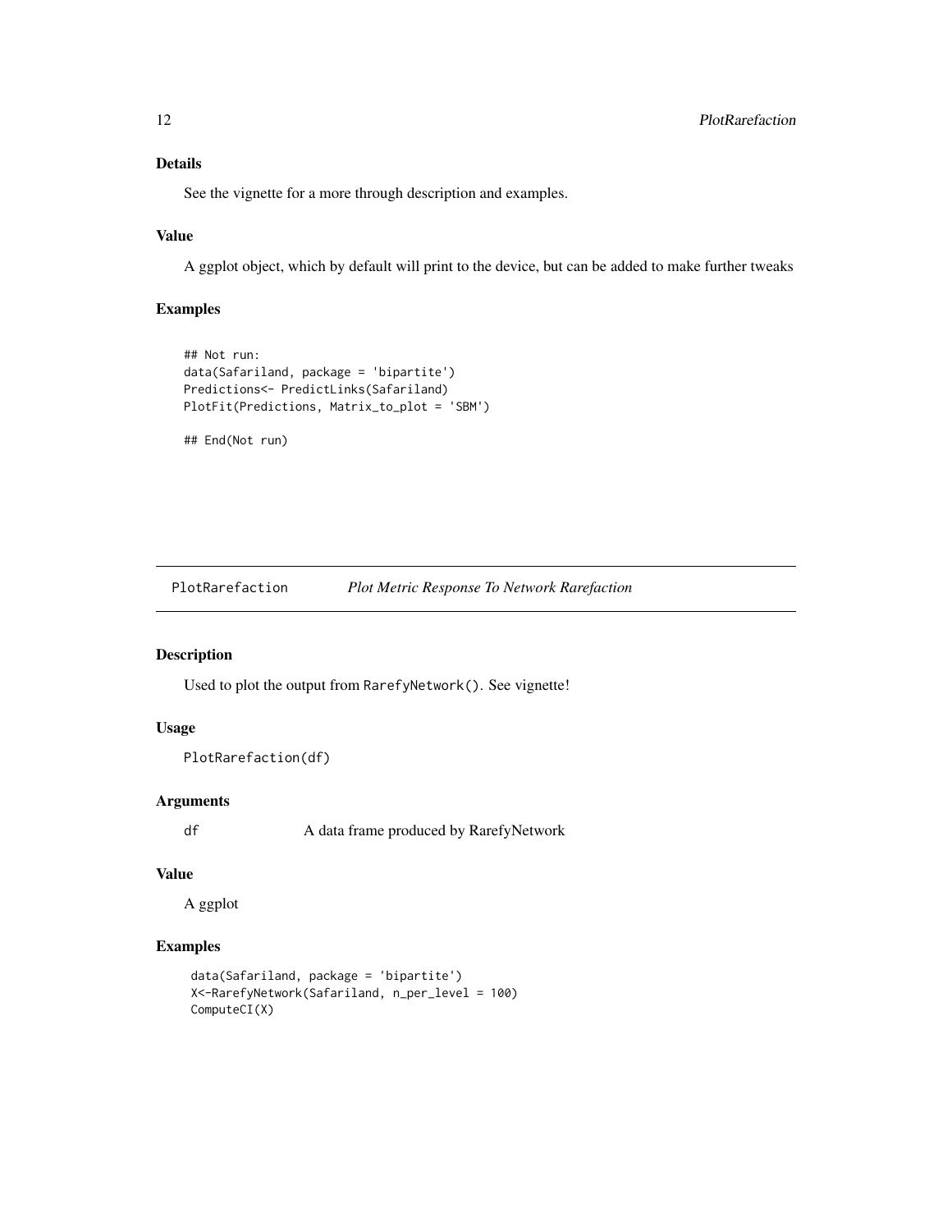### Details

See the vignette for a more through description and examples.

### Value

A ggplot object, which by default will print to the device, but can be added to make further tweaks

### Examples

```
## Not run:
data(Safariland, package = 'bipartite')
Predictions<- PredictLinks(Safariland)
PlotFit(Predictions, Matrix_to_plot = 'SBM')

## End(Not run)
```

---

## PlotRarefaction *Plot Metric Response To Network Rarefaction*

### Description

Used to plot the output from `RarefyNetwork()`. See vignette!

### Usage

```
PlotRarefaction(df)
```

### Arguments

| | |
|---|---|
| df | A data frame produced by RarefyNetwork |

### Value

A ggplot

### Examples

```
data(Safariland, package = 'bipartite')
X<-RarefyNetwork(Safariland, n_per_level = 100)
ComputeCI(X)
```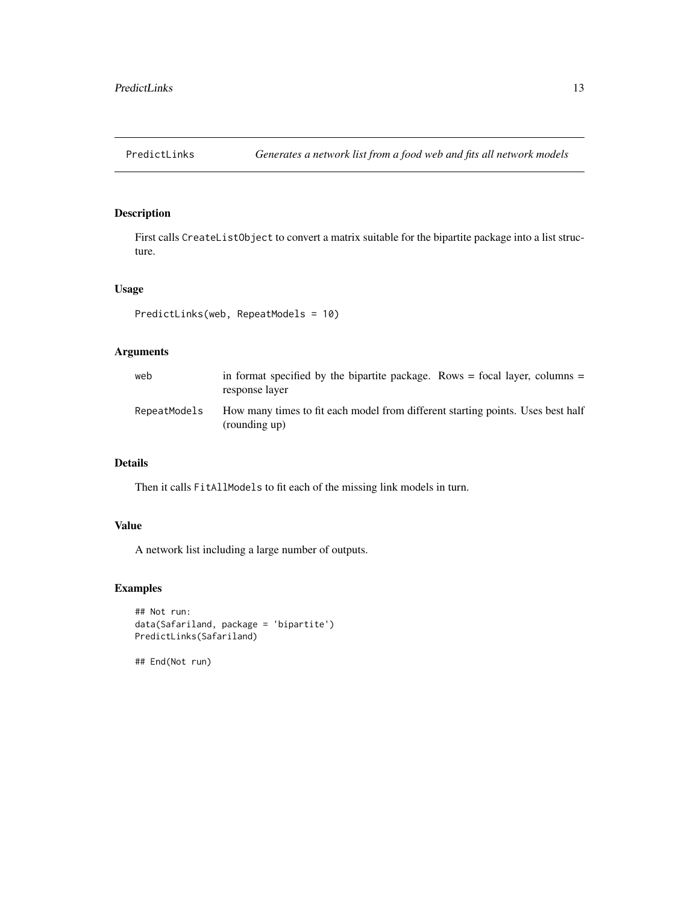## PredictLinks *Generates a network list from a food web and fits all network models*

### Description

First calls `CreateListObject` to convert a matrix suitable for the bipartite package into a list structure.

### Usage

```
PredictLinks(web, RepeatModels = 10)
```

### Arguments

| | |
|---|---|
| `web` | in format specified by the bipartite package. Rows = focal layer, columns = response layer |
| `RepeatModels` | How many times to fit each model from different starting points. Uses best half (rounding up) |

### Details

Then it calls `FitAllModels` to fit each of the missing link models in turn.

### Value

A network list including a large number of outputs.

### Examples

```
## Not run:
data(Safariland, package = 'bipartite')
PredictLinks(Safariland)

## End(Not run)
```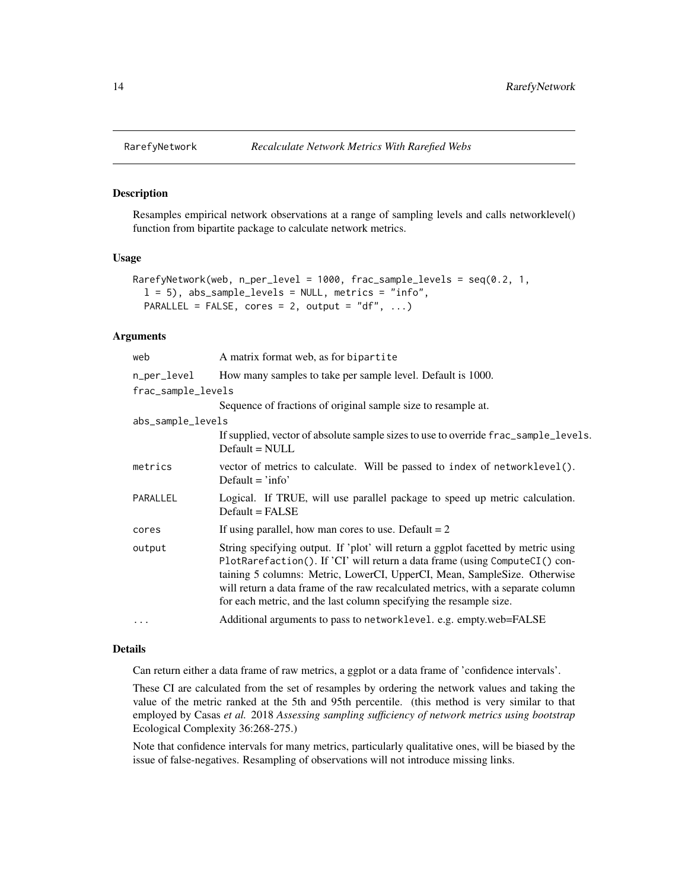## RarefyNetwork *Recalculate Network Metrics With Rarefied Webs*

### Description

Resamples empirical network observations at a range of sampling levels and calls networklevel() function from bipartite package to calculate network metrics.

### Usage

```
RarefyNetwork(web, n_per_level = 1000, frac_sample_levels = seq(0.2, 1,
  l = 5), abs_sample_levels = NULL, metrics = "info",
  PARALLEL = FALSE, cores = 2, output = "df", ...)
```

### Arguments

| | |
|---|---|
| `web` | A matrix format web, as for `bipartite` |
| `n_per_level` | How many samples to take per sample level. Default is 1000. |
| `frac_sample_levels` | Sequence of fractions of original sample size to resample at. |
| `abs_sample_levels` | If supplied, vector of absolute sample sizes to use to override `frac_sample_levels`. Default = NULL |
| `metrics` | vector of metrics to calculate. Will be passed to `index` of `networklevel()`. Default = 'info' |
| `PARALLEL` | Logical. If TRUE, will use parallel package to speed up metric calculation. Default = FALSE |
| `cores` | If using parallel, how man cores to use. Default = 2 |
| `output` | String specifying output. If 'plot' will return a ggplot facetted by metric using `PlotRarefaction()`. If 'CI' will return a data frame (using `ComputeCI()` containing 5 columns: Metric, LowerCI, UpperCI, Mean, SampleSize. Otherwise will return a data frame of the raw recalculated metrics, with a separate column for each metric, and the last column specifying the resample size. |
| `...` | Additional arguments to pass to `networklevel`. e.g. empty.web=FALSE |

### Details

Can return either a data frame of raw metrics, a ggplot or a data frame of 'confidence intervals'.

These CI are calculated from the set of resamples by ordering the network values and taking the value of the metric ranked at the 5th and 95th percentile. (this method is very similar to that employed by Casas *et al.* 2018 *Assessing sampling sufficiency of network metrics using bootstrap* Ecological Complexity 36:268-275.)

Note that confidence intervals for many metrics, particularly qualitative ones, will be biased by the issue of false-negatives. Resampling of observations will not introduce missing links.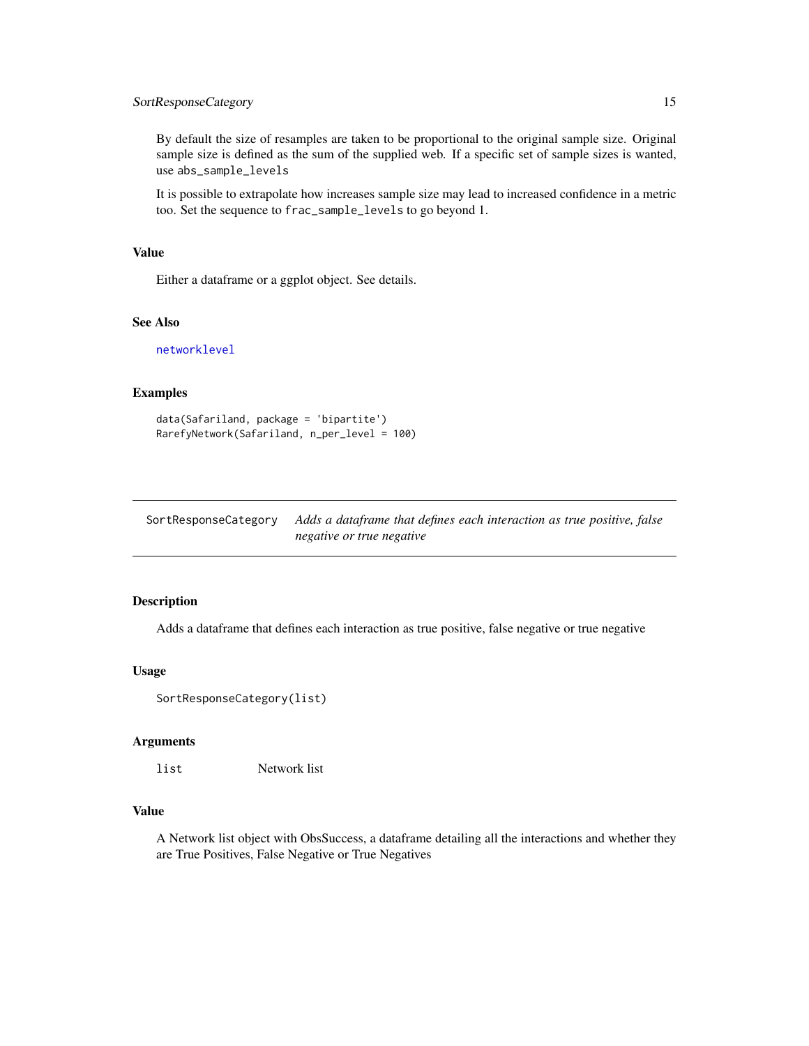By default the size of resamples are taken to be proportional to the original sample size. Original sample size is defined as the sum of the supplied web. If a specific set of sample sizes is wanted, use `abs_sample_levels`

It is possible to extrapolate how increases sample size may lead to increased confidence in a metric too. Set the sequence to `frac_sample_levels` to go beyond 1.

### Value

Either a dataframe or a ggplot object. See details.

### See Also

networklevel

### Examples

```
data(Safariland, package = 'bipartite')
RarefyNetwork(Safariland, n_per_level = 100)
```

---

## SortResponseCategory — *Adds a dataframe that defines each interaction as true positive, false negative or true negative*

---

### Description

Adds a dataframe that defines each interaction as true positive, false negative or true negative

### Usage

```
SortResponseCategory(list)
```

### Arguments

| | |
|---|---|
| `list` | Network list |

### Value

A Network list object with ObsSuccess, a dataframe detailing all the interactions and whether they are True Positives, False Negative or True Negatives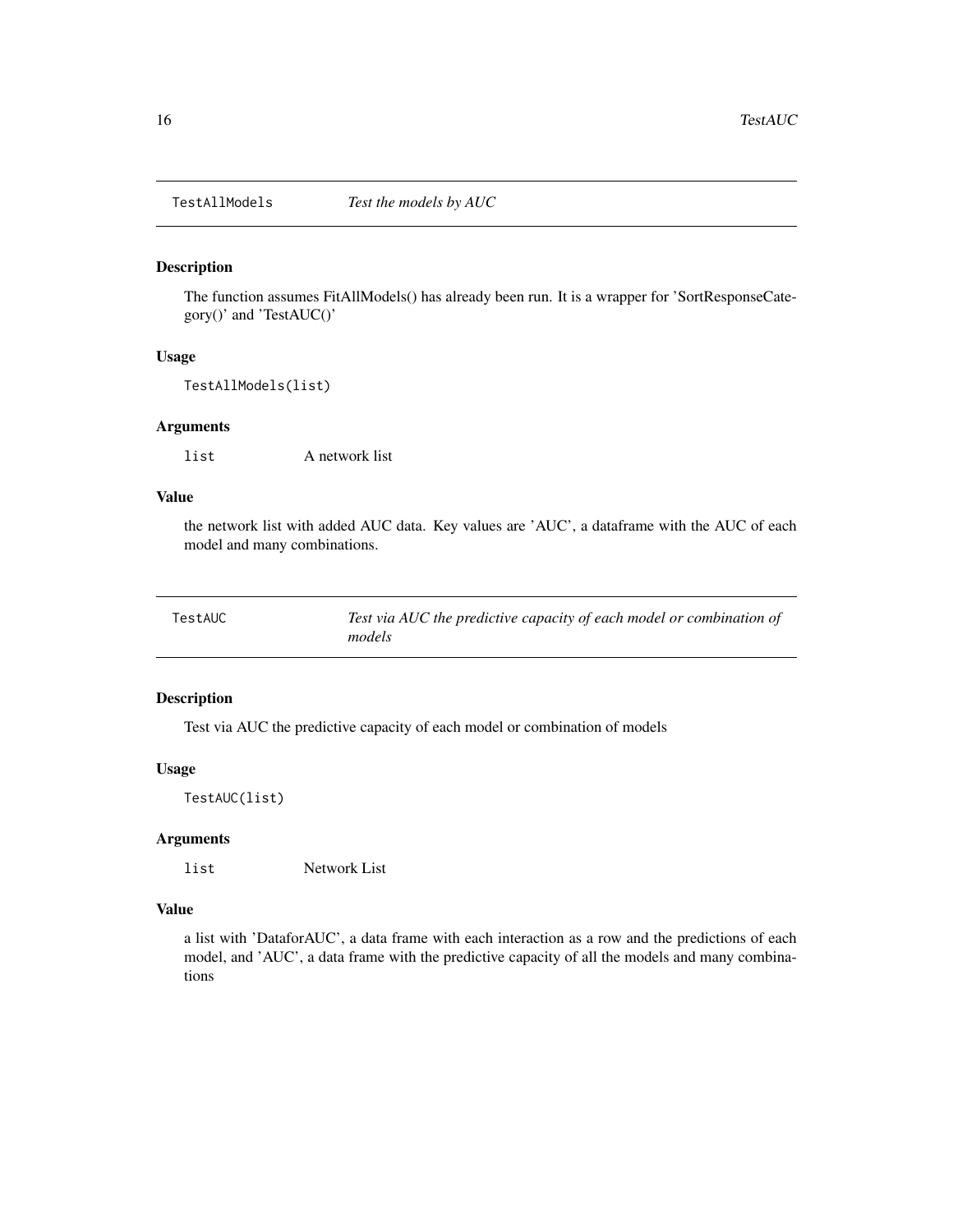## TestAllModels — *Test the models by AUC*

### Description

The function assumes FitAllModels() has already been run. It is a wrapper for 'SortResponseCategory()' and 'TestAUC()'

### Usage

```
TestAllModels(list)
```

### Arguments

| | |
|---|---|
| `list` | A network list |

### Value

the network list with added AUC data. Key values are 'AUC', a dataframe with the AUC of each model and many combinations.

## TestAUC — *Test via AUC the predictive capacity of each model or combination of models*

### Description

Test via AUC the predictive capacity of each model or combination of models

### Usage

```
TestAUC(list)
```

### Arguments

| | |
|---|---|
| `list` | Network List |

### Value

a list with 'DataforAUC', a data frame with each interaction as a row and the predictions of each model, and 'AUC', a data frame with the predictive capacity of all the models and many combinations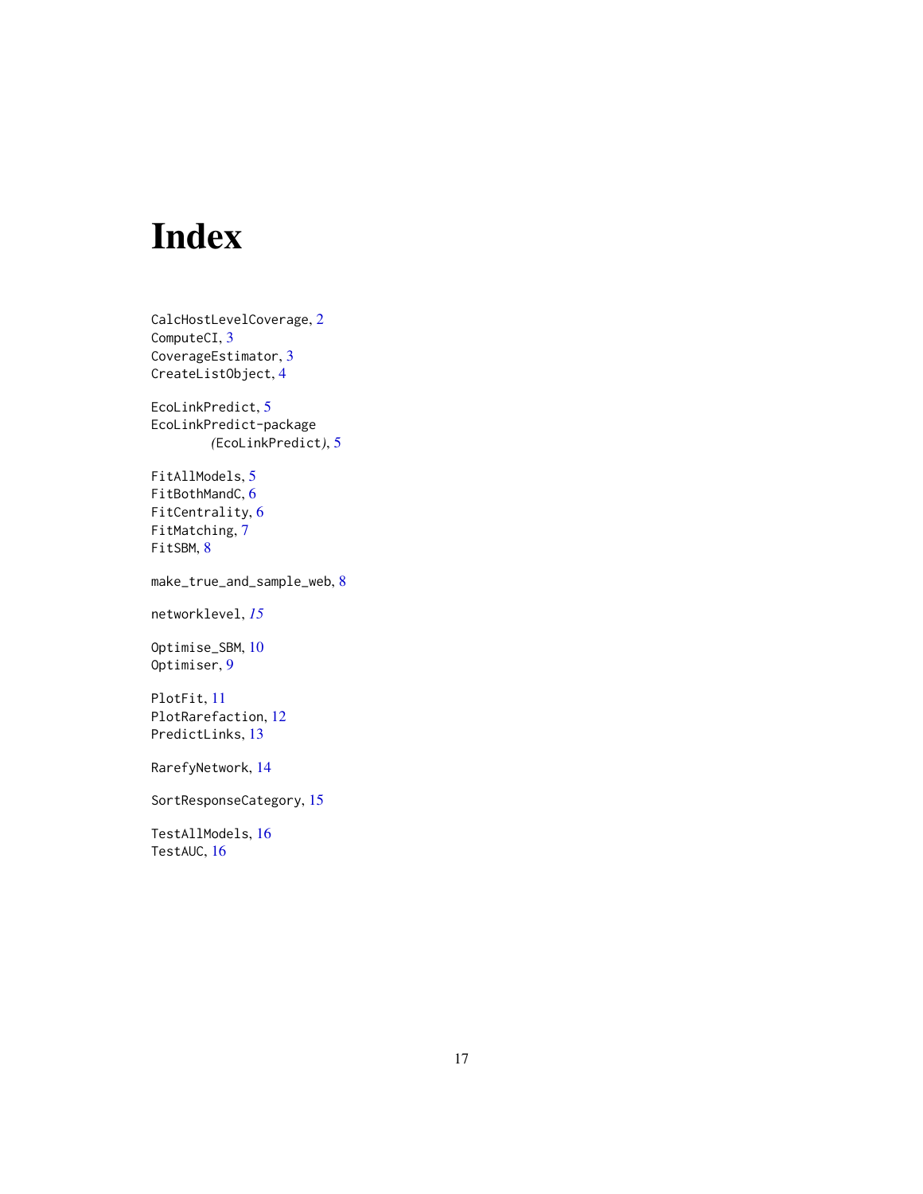# Index

CalcHostLevelCoverage, 2
ComputeCI, 3
CoverageEstimator, 3
CreateListObject, 4

EcoLinkPredict, 5
EcoLinkPredict-package
        (EcoLinkPredict), 5

FitAllModels, 5
FitBothMandC, 6
FitCentrality, 6
FitMatching, 7
FitSBM, 8

make_true_and_sample_web, 8

networklevel, *15*

Optimise_SBM, 10
Optimiser, 9

PlotFit, 11
PlotRarefaction, 12
PredictLinks, 13

RarefyNetwork, 14

SortResponseCategory, 15

TestAllModels, 16
TestAUC, 16